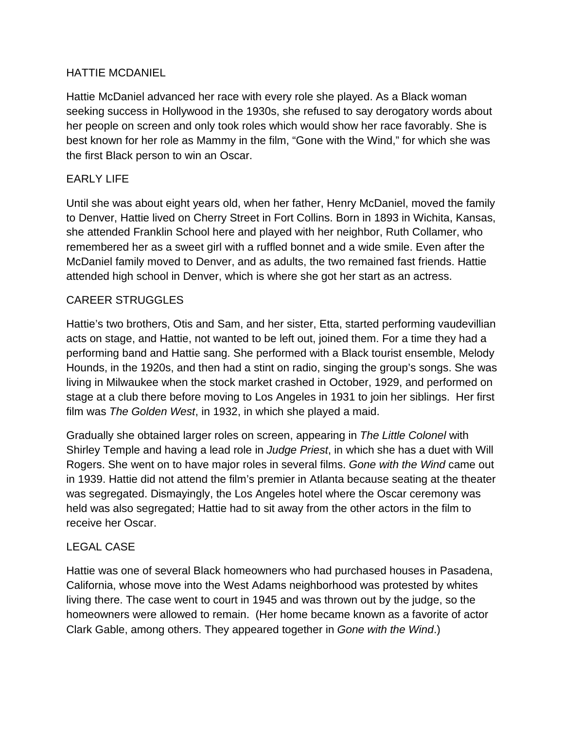# HATTIE MCDANIEL

Hattie McDaniel advanced her race with every role she played. As a Black woman seeking success in Hollywood in the 1930s, she refused to say derogatory words about her people on screen and only took roles which would show her race favorably. She is best known for her role as Mammy in the film, "Gone with the Wind," for which she was the first Black person to win an Oscar.

## EARLY LIFE

Until she was about eight years old, when her father, Henry McDaniel, moved the family to Denver, Hattie lived on Cherry Street in Fort Collins. Born in 1893 in Wichita, Kansas, she attended Franklin School here and played with her neighbor, Ruth Collamer, who remembered her as a sweet girl with a ruffled bonnet and a wide smile. Even after the McDaniel family moved to Denver, and as adults, the two remained fast friends. Hattie attended high school in Denver, which is where she got her start as an actress.

## CAREER STRUGGLES

Hattie's two brothers, Otis and Sam, and her sister, Etta, started performing vaudevillian acts on stage, and Hattie, not wanted to be left out, joined them. For a time they had a performing band and Hattie sang. She performed with a Black tourist ensemble, Melody Hounds, in the 1920s, and then had a stint on radio, singing the group's songs. She was living in Milwaukee when the stock market crashed in October, 1929, and performed on stage at a club there before moving to Los Angeles in 1931 to join her siblings. Her first film was *The Golden West*, in 1932, in which she played a maid.

Gradually she obtained larger roles on screen, appearing in *The Little Colonel* with Shirley Temple and having a lead role in *Judge Priest*, in which she has a duet with Will Rogers. She went on to have major roles in several films. *Gone with the Wind* came out in 1939. Hattie did not attend the film's premier in Atlanta because seating at the theater was segregated. Dismayingly, the Los Angeles hotel where the Oscar ceremony was held was also segregated; Hattie had to sit away from the other actors in the film to receive her Oscar.

## LEGAL CASE

Hattie was one of several Black homeowners who had purchased houses in Pasadena, California, whose move into the West Adams neighborhood was protested by whites living there. The case went to court in 1945 and was thrown out by the judge, so the homeowners were allowed to remain. (Her home became known as a favorite of actor Clark Gable, among others. They appeared together in *Gone with the Wind*.)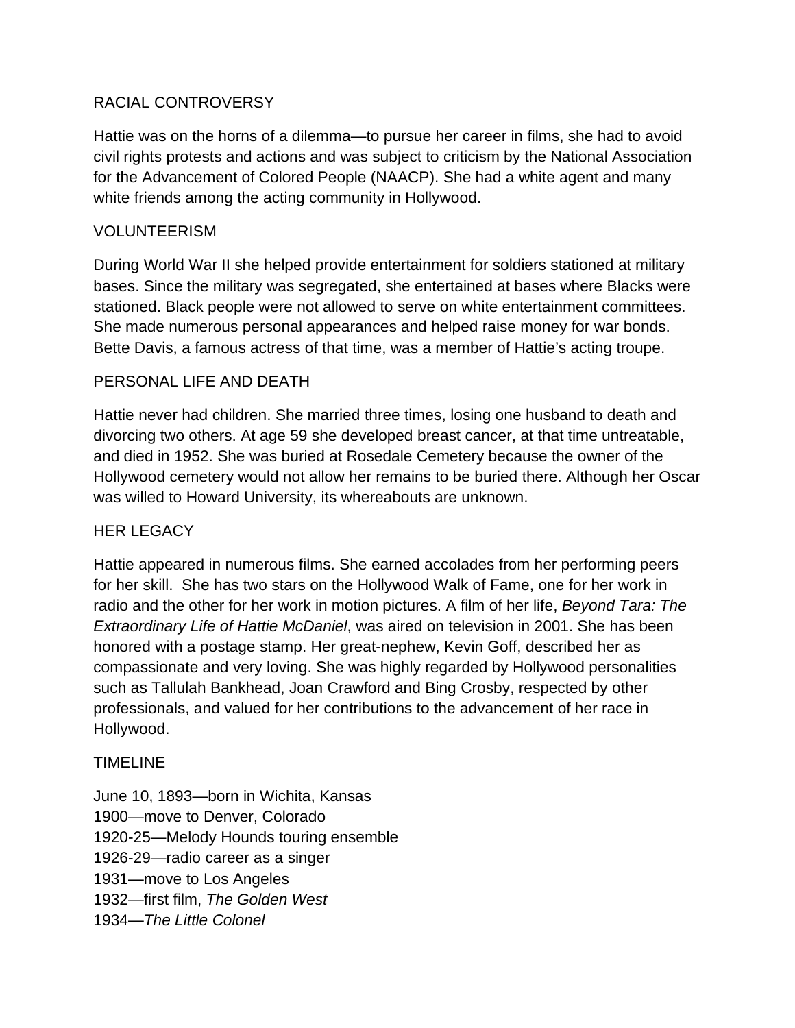## RACIAL CONTROVERSY

Hattie was on the horns of a dilemma—to pursue her career in films, she had to avoid civil rights protests and actions and was subject to criticism by the National Association for the Advancement of Colored People (NAACP). She had a white agent and many white friends among the acting community in Hollywood.

## VOLUNTEERISM

During World War II she helped provide entertainment for soldiers stationed at military bases. Since the military was segregated, she entertained at bases where Blacks were stationed. Black people were not allowed to serve on white entertainment committees. She made numerous personal appearances and helped raise money for war bonds. Bette Davis, a famous actress of that time, was a member of Hattie's acting troupe.

## PERSONAL LIFE AND DEATH

Hattie never had children. She married three times, losing one husband to death and divorcing two others. At age 59 she developed breast cancer, at that time untreatable, and died in 1952. She was buried at Rosedale Cemetery because the owner of the Hollywood cemetery would not allow her remains to be buried there. Although her Oscar was willed to Howard University, its whereabouts are unknown.

## HER LEGACY

Hattie appeared in numerous films. She earned accolades from her performing peers for her skill. She has two stars on the Hollywood Walk of Fame, one for her work in radio and the other for her work in motion pictures. A film of her life, *Beyond Tara: The Extraordinary Life of Hattie McDaniel*, was aired on television in 2001. She has been honored with a postage stamp. Her great-nephew, Kevin Goff, described her as compassionate and very loving. She was highly regarded by Hollywood personalities such as Tallulah Bankhead, Joan Crawford and Bing Crosby, respected by other professionals, and valued for her contributions to the advancement of her race in Hollywood.

## TIMELINE

June 10, 1893—born in Wichita, Kansas
1900—move to Denver, Colorado
1920-25—Melody Hounds touring ensemble
1926-29—radio career as a singer
1931—move to Los Angeles
1932—first film, *The Golden West*
1934—*The Little Colonel*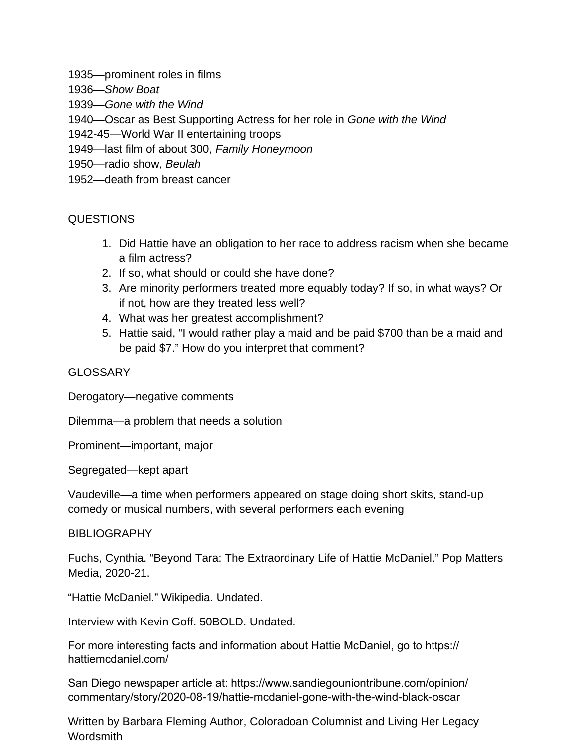1935—prominent roles in films  
1936—*Show Boat*  
1939—*Gone with the Wind*  
1940—Oscar as Best Supporting Actress for her role in *Gone with the Wind*  
1942-45—World War II entertaining troops  
1949—last film of about 300, *Family Honeymoon*  
1950—radio show, *Beulah*  
1952—death from breast cancer

QUESTIONS

1. Did Hattie have an obligation to her race to address racism when she became a film actress?
2. If so, what should or could she have done?
3. Are minority performers treated more equably today? If so, in what ways? Or if not, how are they treated less well?
4. What was her greatest accomplishment?
5. Hattie said, "I would rather play a maid and be paid $700 than be a maid and be paid $7." How do you interpret that comment?

GLOSSARY

Derogatory—negative comments

Dilemma—a problem that needs a solution

Prominent—important, major

Segregated—kept apart

Vaudeville—a time when performers appeared on stage doing short skits, stand-up comedy or musical numbers, with several performers each evening

BIBLIOGRAPHY

Fuchs, Cynthia. "Beyond Tara: The Extraordinary Life of Hattie McDaniel." Pop Matters Media, 2020-21.

"Hattie McDaniel." Wikipedia. Undated.

Interview with Kevin Goff. 50BOLD. Undated.

For more interesting facts and information about Hattie McDaniel, go to https://hattiemcdaniel.com/

San Diego newspaper article at: https://www.sandiegouniontribune.com/opinion/commentary/story/2020-08-19/hattie-mcdaniel-gone-with-the-wind-black-oscar

Written by Barbara Fleming Author, Coloradoan Columnist and Living Her Legacy Wordsmith